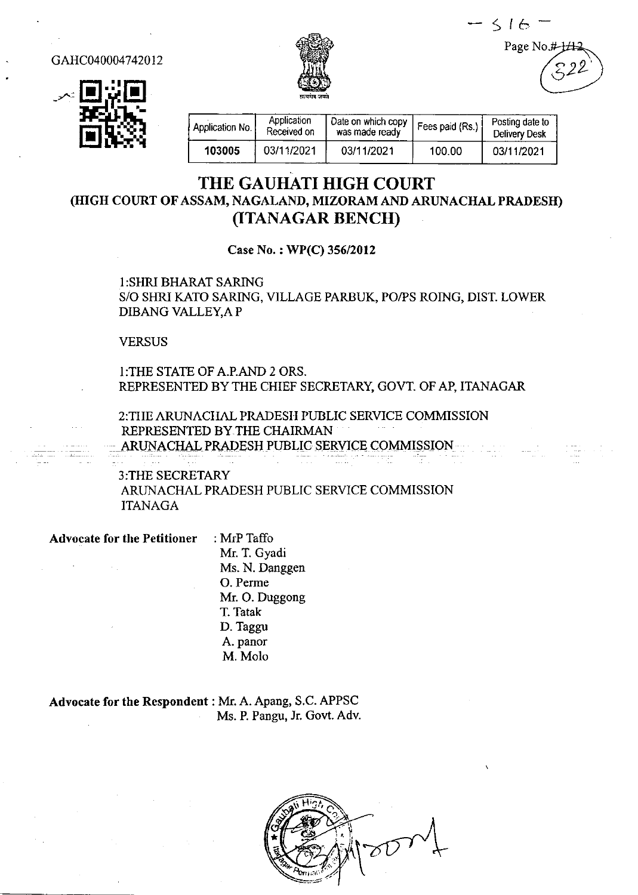GAHC040004742012

| Application No. | Application Received on | Date on which copy was made ready | Fees paid (Rs.) | Posting date to Delivery Desk |
|---|---|---|---|---|
| 103005 | 03/11/2021 | 03/11/2021 | 100.00 | 03/11/2021 |

# THE GAUHATI HIGH COURT
## (HIGH COURT OF ASSAM, NAGALAND, MIZORAM AND ARUNACHAL PRADESH)
## (ITANAGAR BENCH)

**Case No. : WP(C) 356/2012**

1:SHRI BHARAT SARING
S/O SHRI KATO SARING, VILLAGE PARBUK, PO/PS ROING, DIST. LOWER DIBANG VALLEY,A P

VERSUS

1:THE STATE OF A.P.AND 2 ORS.
REPRESENTED BY THE CHIEF SECRETARY, GOVT. OF AP, ITANAGAR

2:THE ARUNACHAL PRADESH PUBLIC SERVICE COMMISSION
REPRESENTED BY THE CHAIRMAN
ARUNACHAL PRADESH PUBLIC SERVICE COMMISSION

3:THE SECRETARY
ARUNACHAL PRADESH PUBLIC SERVICE COMMISSION
ITANAGA

**Advocate for the Petitioner** : MrP Taffo
Mr. T. Gyadi
Ms. N. Danggen
O. Perme
Mr. O. Duggong
T. Tatak
D. Taggu
A. panor
M. Molo

**Advocate for the Respondent** : Mr. A. Apang, S.C. APPSC
Ms. P. Pangu, Jr. Govt. Adv.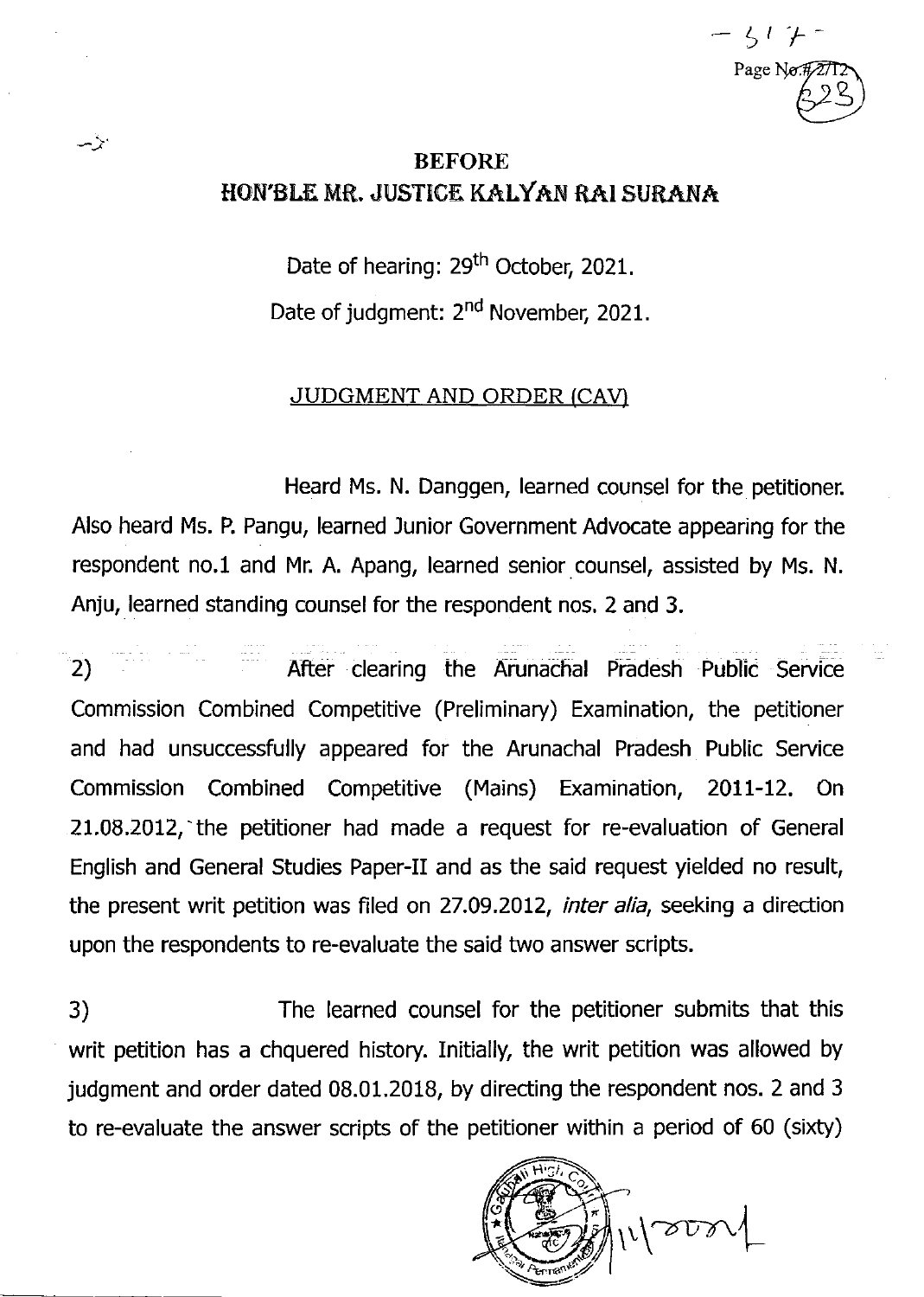## BEFORE
## HON'BLE MR. JUSTICE KALYAN RAI SURANA

Date of hearing: 29th October, 2021.

Date of judgment: 2nd November, 2021.

### JUDGMENT AND ORDER (CAV)

Heard Ms. N. Danggen, learned counsel for the petitioner. Also heard Ms. P. Pangu, learned Junior Government Advocate appearing for the respondent no.1 and Mr. A. Apang, learned senior counsel, assisted by Ms. N. Anju, learned standing counsel for the respondent nos. 2 and 3.

2) After clearing the Arunachal Pradesh Public Service Commission Combined Competitive (Preliminary) Examination, the petitioner and had unsuccessfully appeared for the Arunachal Pradesh Public Service Commission Combined Competitive (Mains) Examination, 2011-12. On 21.08.2012, the petitioner had made a request for re-evaluation of General English and General Studies Paper-II and as the said request yielded no result, the present writ petition was filed on 27.09.2012, *inter alia*, seeking a direction upon the respondents to re-evaluate the said two answer scripts.

3) The learned counsel for the petitioner submits that this writ petition has a chquered history. Initially, the writ petition was allowed by judgment and order dated 08.01.2018, by directing the respondent nos. 2 and 3 to re-evaluate the answer scripts of the petitioner within a period of 60 (sixty)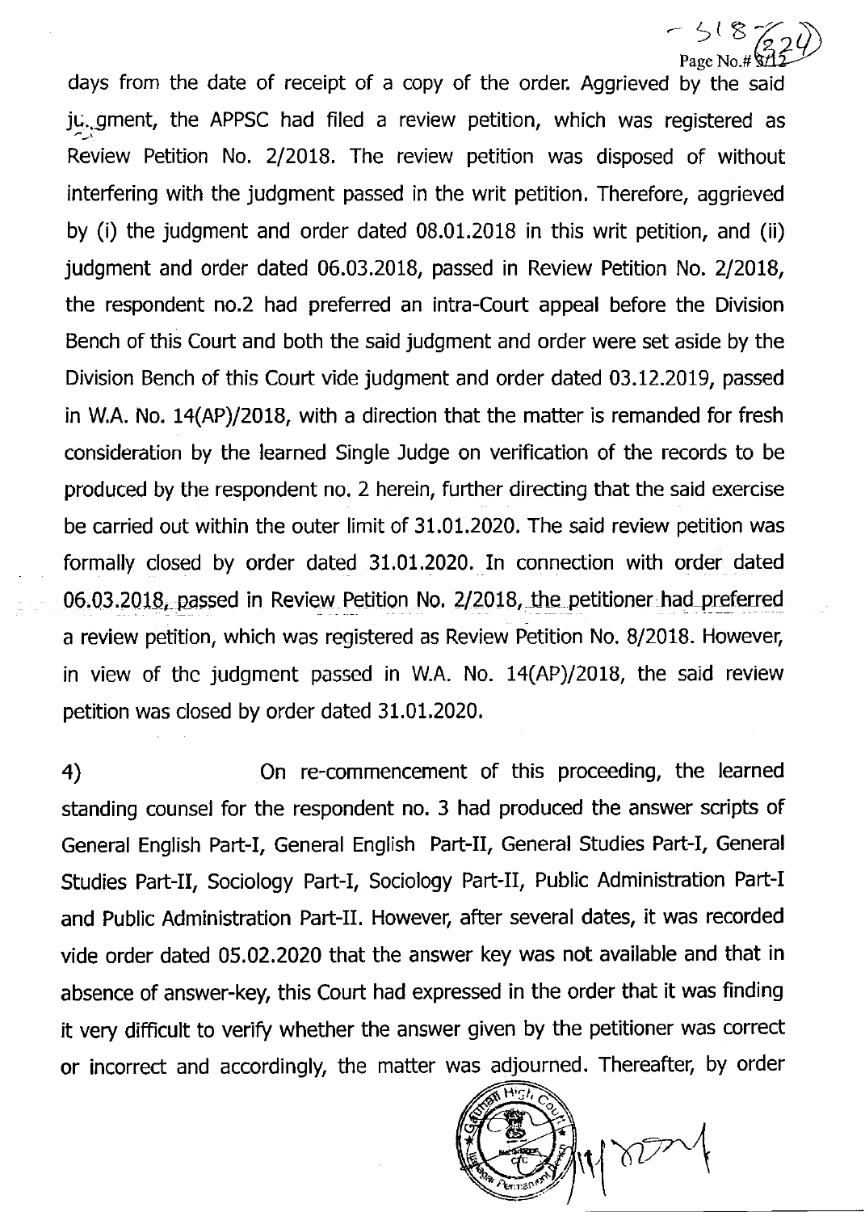days from the date of receipt of a copy of the order. Aggrieved by the said judgment, the APPSC had filed a review petition, which was registered as Review Petition No. 2/2018. The review petition was disposed of without interfering with the judgment passed in the writ petition. Therefore, aggrieved by (i) the judgment and order dated 08.01.2018 in this writ petition, and (ii) judgment and order dated 06.03.2018, passed in Review Petition No. 2/2018, the respondent no.2 had preferred an intra-Court appeal before the Division Bench of this Court and both the said judgment and order were set aside by the Division Bench of this Court vide judgment and order dated 03.12.2019, passed in W.A. No. 14(AP)/2018, with a direction that the matter is remanded for fresh consideration by the learned Single Judge on verification of the records to be produced by the respondent no. 2 herein, further directing that the said exercise be carried out within the outer limit of 31.01.2020. The said review petition was formally closed by order dated 31.01.2020. In connection with order dated 06.03.2018, passed in Review Petition No. 2/2018, the petitioner had preferred a review petition, which was registered as Review Petition No. 8/2018. However, in view of the judgment passed in W.A. No. 14(AP)/2018, the said review petition was closed by order dated 31.01.2020.

4) On re-commencement of this proceeding, the learned standing counsel for the respondent no. 3 had produced the answer scripts of General English Part-I, General English Part-II, General Studies Part-I, General Studies Part-II, Sociology Part-I, Sociology Part-II, Public Administration Part-I and Public Administration Part-II. However, after several dates, it was recorded vide order dated 05.02.2020 that the answer key was not available and that in absence of answer-key, this Court had expressed in the order that it was finding it very difficult to verify whether the answer given by the petitioner was correct or incorrect and accordingly, the matter was adjourned. Thereafter, by order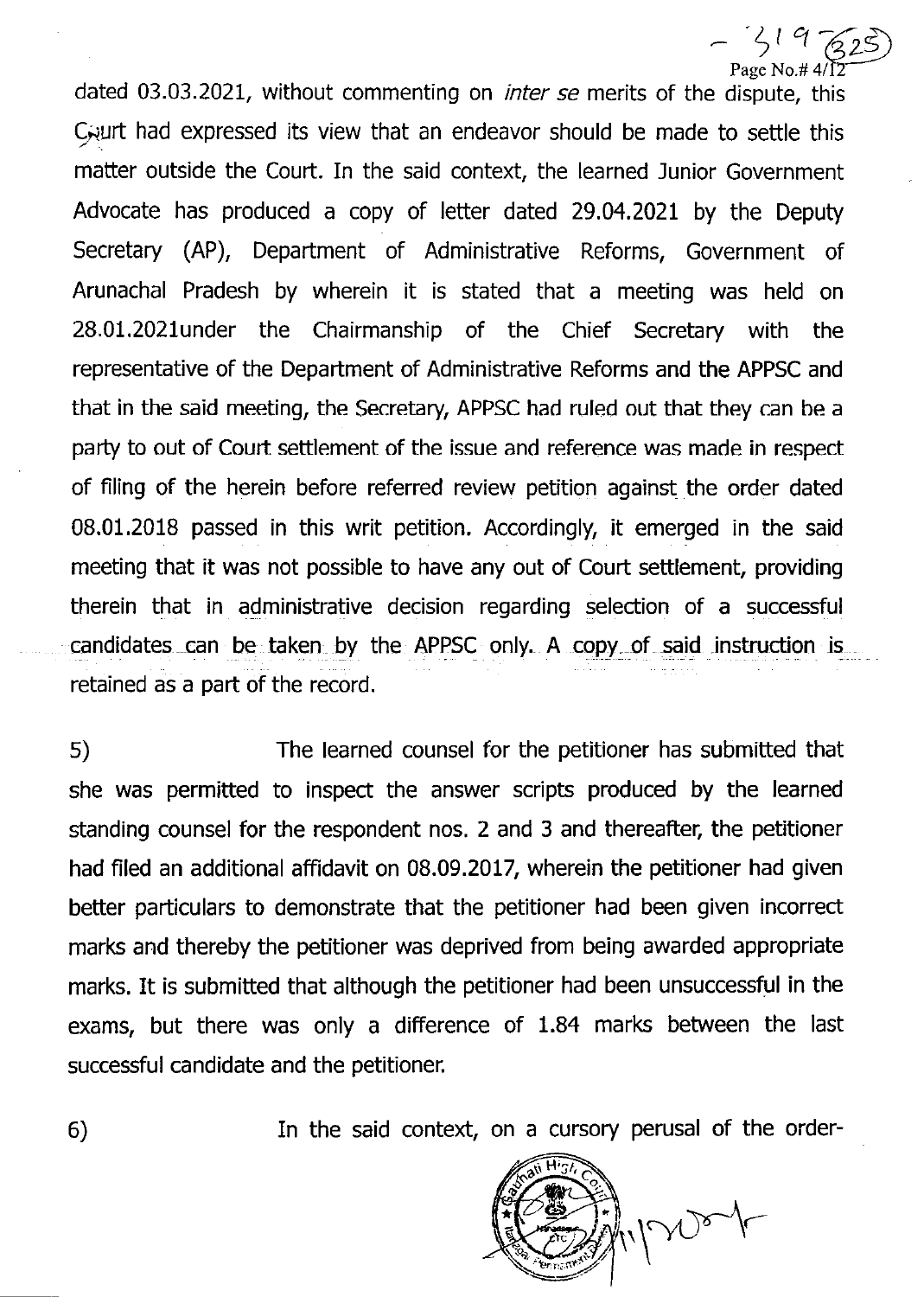dated 03.03.2021, without commenting on *inter se* merits of the dispute, this Court had expressed its view that an endeavor should be made to settle this matter outside the Court. In the said context, the learned Junior Government Advocate has produced a copy of letter dated 29.04.2021 by the Deputy Secretary (AP), Department of Administrative Reforms, Government of Arunachal Pradesh by wherein it is stated that a meeting was held on 28.01.2021under the Chairmanship of the Chief Secretary with the representative of the Department of Administrative Reforms and the APPSC and that in the said meeting, the Secretary, APPSC had ruled out that they can be a party to out of Court settlement of the issue and reference was made in respect of filing of the herein before referred review petition against the order dated 08.01.2018 passed in this writ petition. Accordingly, it emerged in the said meeting that it was not possible to have any out of Court settlement, providing therein that in administrative decision regarding selection of a successful candidates can be taken by the APPSC only. A copy of said instruction is retained as a part of the record.

5) The learned counsel for the petitioner has submitted that she was permitted to inspect the answer scripts produced by the learned standing counsel for the respondent nos. 2 and 3 and thereafter, the petitioner had filed an additional affidavit on 08.09.2017, wherein the petitioner had given better particulars to demonstrate that the petitioner had been given incorrect marks and thereby the petitioner was deprived from being awarded appropriate marks. It is submitted that although the petitioner had been unsuccessful in the exams, but there was only a difference of 1.84 marks between the last successful candidate and the petitioner.

6) In the said context, on a cursory perusal of the order-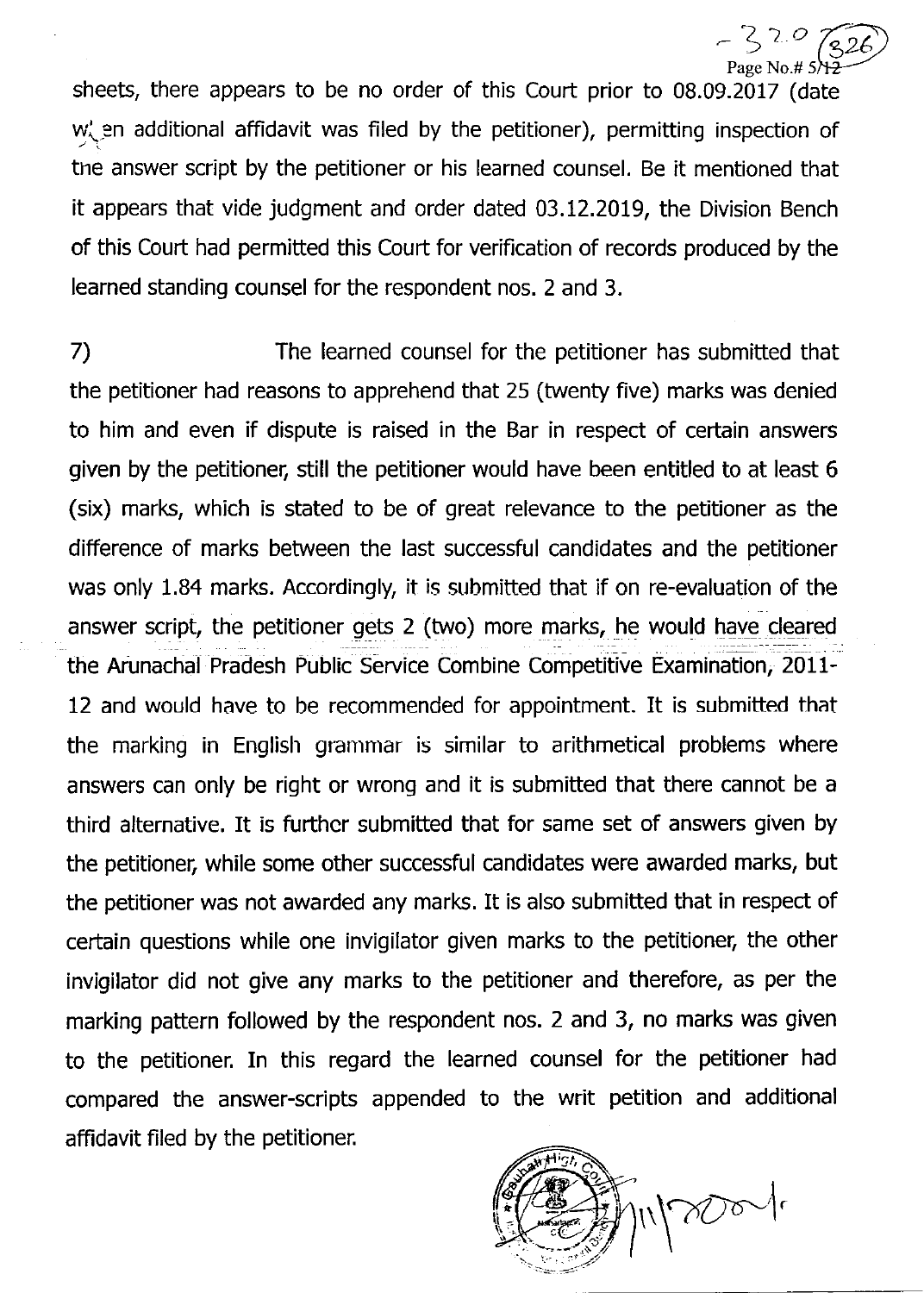sheets, there appears to be no order of this Court prior to 08.09.2017 (date when additional affidavit was filed by the petitioner), permitting inspection of the answer script by the petitioner or his learned counsel. Be it mentioned that it appears that vide judgment and order dated 03.12.2019, the Division Bench of this Court had permitted this Court for verification of records produced by the learned standing counsel for the respondent nos. 2 and 3.

7) The learned counsel for the petitioner has submitted that the petitioner had reasons to apprehend that 25 (twenty five) marks was denied to him and even if dispute is raised in the Bar in respect of certain answers given by the petitioner, still the petitioner would have been entitled to at least 6 (six) marks, which is stated to be of great relevance to the petitioner as the difference of marks between the last successful candidates and the petitioner was only 1.84 marks. Accordingly, it is submitted that if on re-evaluation of the answer script, the petitioner gets 2 (two) more marks, he would have cleared the Arunachal Pradesh Public Service Combine Competitive Examination, 2011-12 and would have to be recommended for appointment. It is submitted that the marking in English grammar is similar to arithmetical problems where answers can only be right or wrong and it is submitted that there cannot be a third alternative. It is further submitted that for same set of answers given by the petitioner, while some other successful candidates were awarded marks, but the petitioner was not awarded any marks. It is also submitted that in respect of certain questions while one invigilator given marks to the petitioner, the other invigilator did not give any marks to the petitioner and therefore, as per the marking pattern followed by the respondent nos. 2 and 3, no marks was given to the petitioner. In this regard the learned counsel for the petitioner had compared the answer-scripts appended to the writ petition and additional affidavit filed by the petitioner.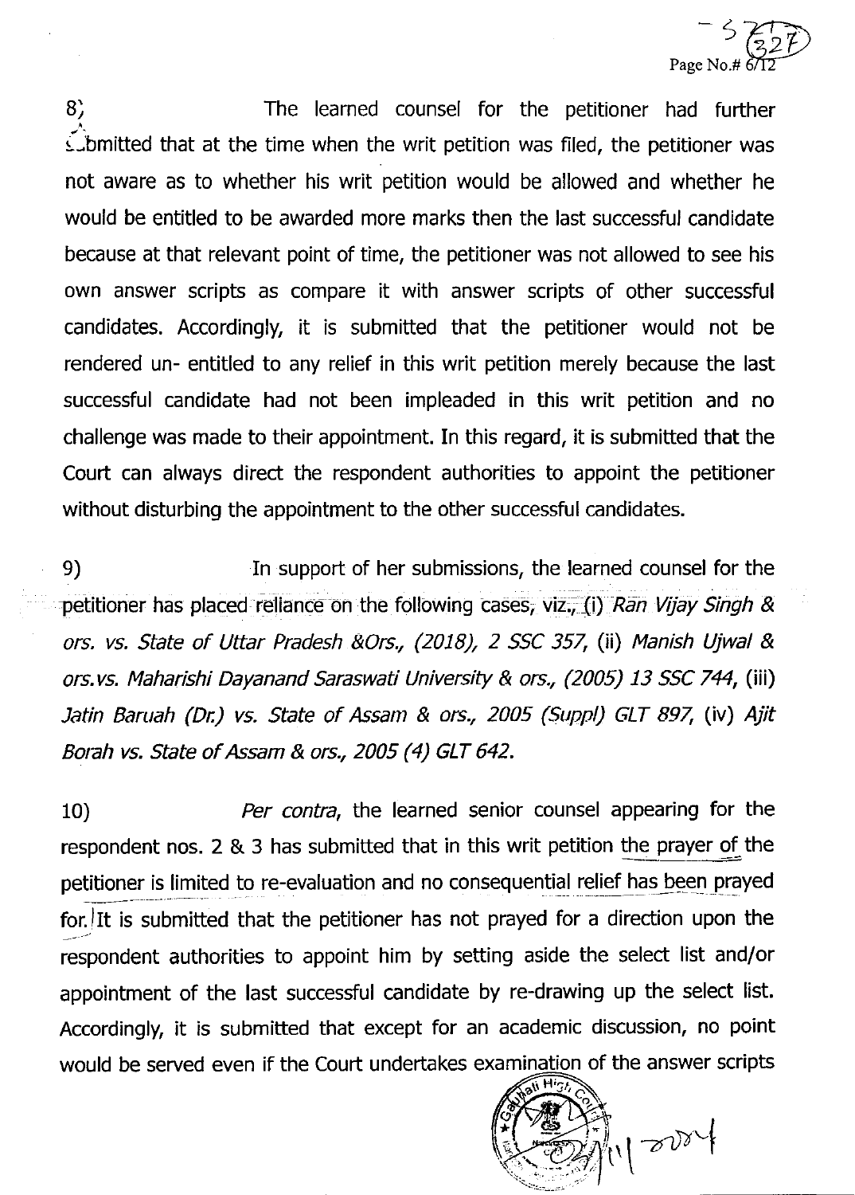8) The learned counsel for the petitioner had further submitted that at the time when the writ petition was filed, the petitioner was not aware as to whether his writ petition would be allowed and whether he would be entitled to be awarded more marks then the last successful candidate because at that relevant point of time, the petitioner was not allowed to see his own answer scripts as compare it with answer scripts of other successful candidates. Accordingly, it is submitted that the petitioner would not be rendered un- entitled to any relief in this writ petition merely because the last successful candidate had not been impleaded in this writ petition and no challenge was made to their appointment. In this regard, it is submitted that the Court can always direct the respondent authorities to appoint the petitioner without disturbing the appointment to the other successful candidates.

9) In support of her submissions, the learned counsel for the petitioner has placed reliance on the following cases, viz., (i) *Ran Vijay Singh & ors. vs. State of Uttar Pradesh &Ors., (2018), 2 SSC 357*, (ii) *Manish Ujwal & ors.vs. Maharishi Dayanand Saraswati University & ors., (2005) 13 SSC 744*, (iii) *Jatin Baruah (Dr.) vs. State of Assam & ors., 2005 (Suppl) GLT 897*, (iv) *Ajit Borah vs. State of Assam & ors., 2005 (4) GLT 642.*

10) *Per contra*, the learned senior counsel appearing for the respondent nos. 2 & 3 has submitted that in this writ petition the prayer of the petitioner is limited to re-evaluation and no consequential relief has been prayed for. It is submitted that the petitioner has not prayed for a direction upon the respondent authorities to appoint him by setting aside the select list and/or appointment of the last successful candidate by re-drawing up the select list. Accordingly, it is submitted that except for an academic discussion, no point would be served even if the Court undertakes examination of the answer scripts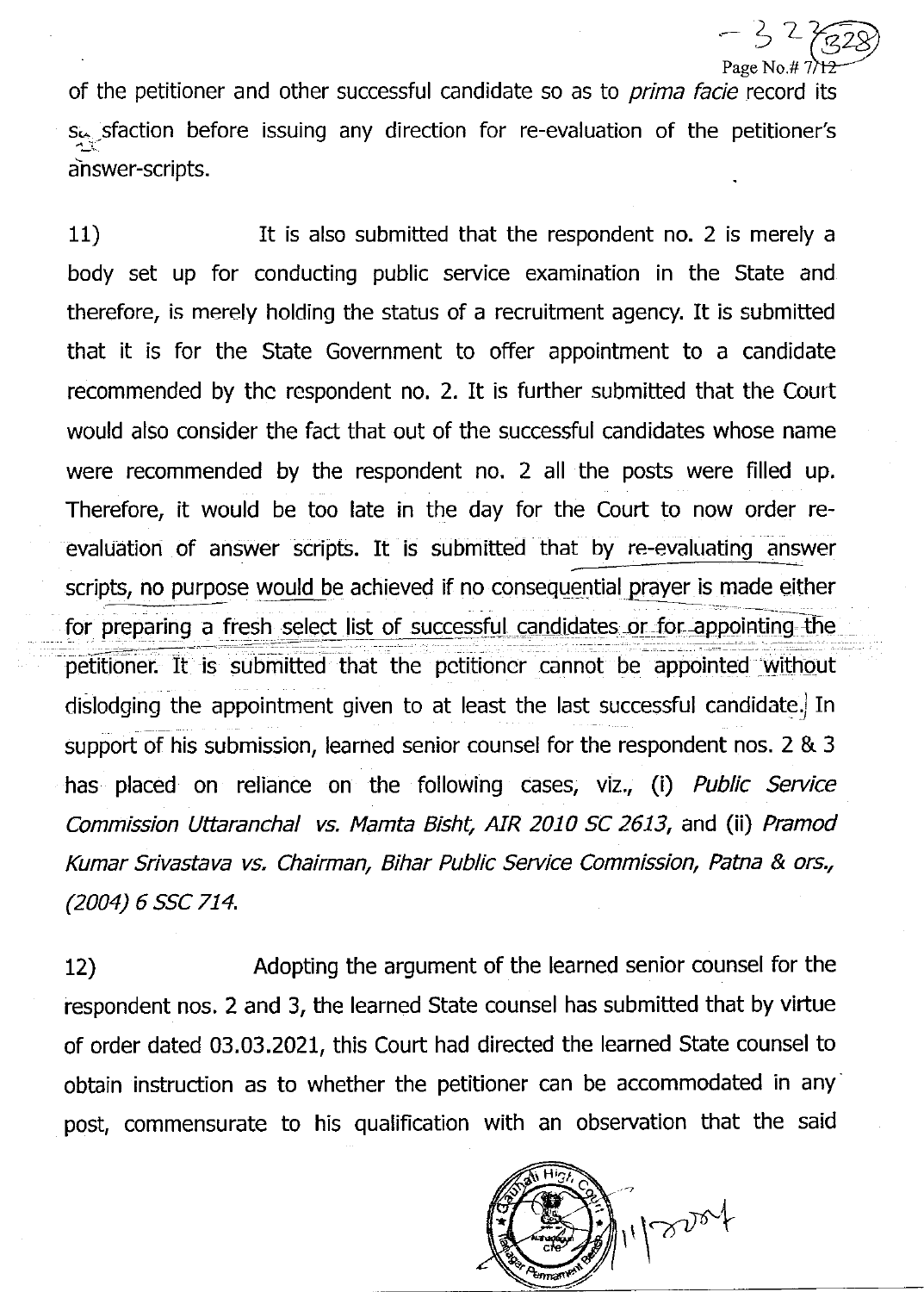of the petitioner and other successful candidate so as to *prima facie* record its satisfaction before issuing any direction for re-evaluation of the petitioner's answer-scripts.

11) It is also submitted that the respondent no. 2 is merely a body set up for conducting public service examination in the State and therefore, is merely holding the status of a recruitment agency. It is submitted that it is for the State Government to offer appointment to a candidate recommended by the respondent no. 2. It is further submitted that the Court would also consider the fact that out of the successful candidates whose name were recommended by the respondent no. 2 all the posts were filled up. Therefore, it would be too late in the day for the Court to now order re-evaluation of answer scripts. It is submitted that by re-evaluating answer scripts, no purpose would be achieved if no consequential prayer is made either for preparing a fresh select list of successful candidates or for appointing the petitioner. It is submitted that the petitioner cannot be appointed without dislodging the appointment given to at least the last successful candidate. In support of his submission, learned senior counsel for the respondent nos. 2 & 3 has placed on reliance on the following cases, viz., (i) *Public Service Commission Uttaranchal vs. Mamta Bisht, AIR 2010 SC 2613*, and (ii) *Pramod Kumar Srivastava vs. Chairman, Bihar Public Service Commission, Patna & ors., (2004) 6 SSC 714.*

12) Adopting the argument of the learned senior counsel for the respondent nos. 2 and 3, the learned State counsel has submitted that by virtue of order dated 03.03.2021, this Court had directed the learned State counsel to obtain instruction as to whether the petitioner can be accommodated in any post, commensurate to his qualification with an observation that the said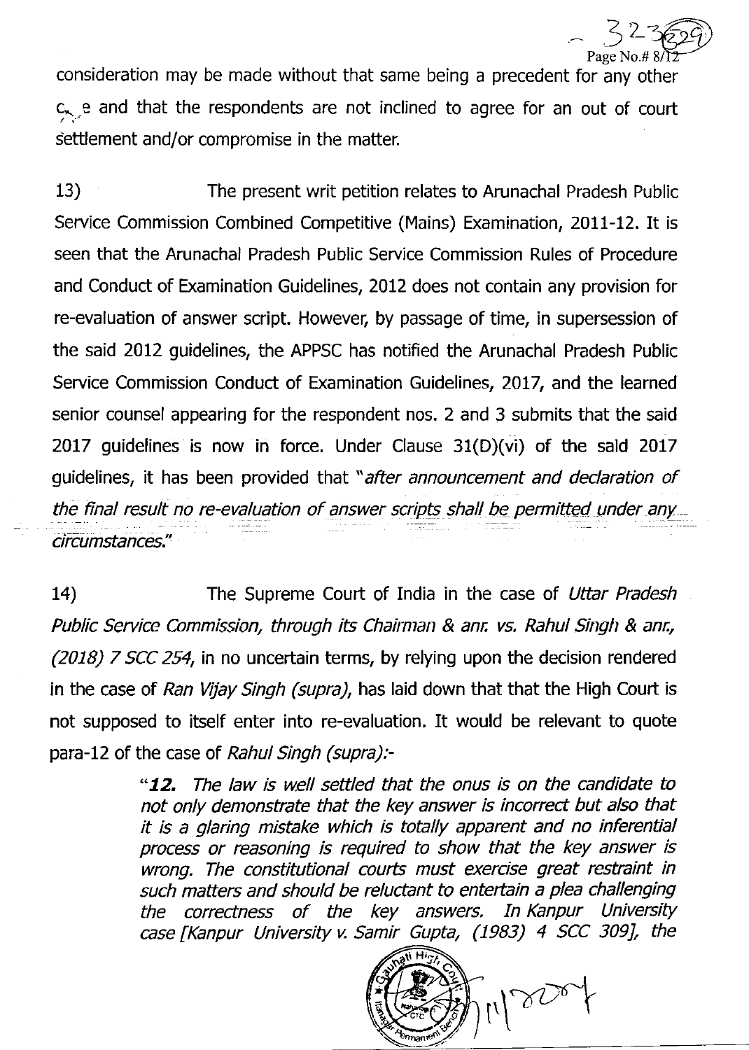consideration may be made without that same being a precedent for any other case and that the respondents are not inclined to agree for an out of court settlement and/or compromise in the matter.

13) The present writ petition relates to Arunachal Pradesh Public Service Commission Combined Competitive (Mains) Examination, 2011-12. It is seen that the Arunachal Pradesh Public Service Commission Rules of Procedure and Conduct of Examination Guidelines, 2012 does not contain any provision for re-evaluation of answer script. However, by passage of time, in supersession of the said 2012 guidelines, the APPSC has notified the Arunachal Pradesh Public Service Commission Conduct of Examination Guidelines, 2017, and the learned senior counsel appearing for the respondent nos. 2 and 3 submits that the said 2017 guidelines is now in force. Under Clause 31(D)(vi) of the said 2017 guidelines, it has been provided that "*after announcement and declaration of the final result no re-evaluation of answer scripts shall be permitted under any circumstances.*"

14) The Supreme Court of India in the case of *Uttar Pradesh Public Service Commission, through its Chairman & anr. vs. Rahul Singh & anr., (2018) 7 SCC 254*, in no uncertain terms, by relying upon the decision rendered in the case of *Ran Vijay Singh (supra)*, has laid down that that the High Court is not supposed to itself enter into re-evaluation. It would be relevant to quote para-12 of the case of *Rahul Singh (supra)*:-

> "***12.*** *The law is well settled that the onus is on the candidate to not only demonstrate that the key answer is incorrect but also that it is a glaring mistake which is totally apparent and no inferential process or reasoning is required to show that the key answer is wrong. The constitutional courts must exercise great restraint in such matters and should be reluctant to entertain a plea challenging the correctness of the key answers. In Kanpur University case [Kanpur University v. Samir Gupta, (1983) 4 SCC 309], the*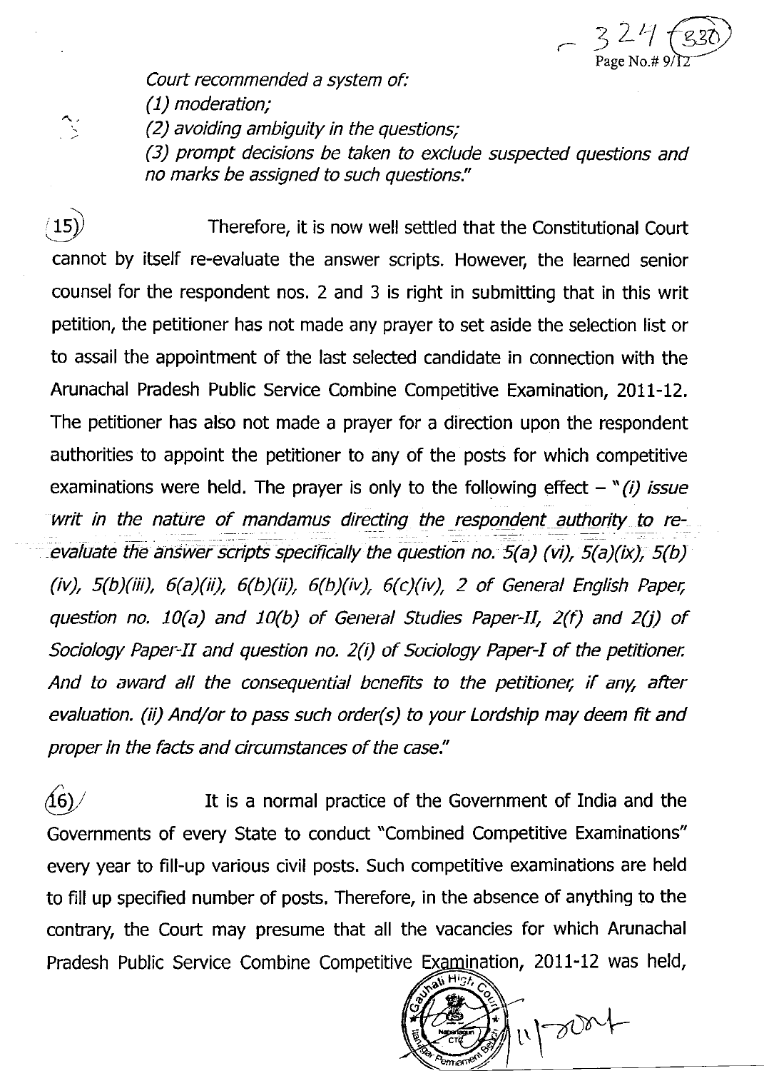*Court recommended a system of:*
*(1) moderation;*
*(2) avoiding ambiguity in the questions;*
*(3) prompt decisions be taken to exclude suspected questions and no marks be assigned to such questions."*

15) Therefore, it is now well settled that the Constitutional Court cannot by itself re-evaluate the answer scripts. However, the learned senior counsel for the respondent nos. 2 and 3 is right in submitting that in this writ petition, the petitioner has not made any prayer to set aside the selection list or to assail the appointment of the last selected candidate in connection with the Arunachal Pradesh Public Service Combine Competitive Examination, 2011-12. The petitioner has also not made a prayer for a direction upon the respondent authorities to appoint the petitioner to any of the posts for which competitive examinations were held. The prayer is only to the following effect – "*(i) issue writ in the nature of mandamus directing the respondent authority to re-evaluate the answer scripts specifically the question no. 5(a) (vi), 5(a)(ix), 5(b)(iv), 5(b)(iii), 6(a)(ii), 6(b)(ii), 6(b)(iv), 6(c)(iv), 2 of General English Paper, question no. 10(a) and 10(b) of General Studies Paper-II, 2(f) and 2(j) of Sociology Paper-II and question no. 2(i) of Sociology Paper-I of the petitioner. And to award all the consequential benefits to the petitioner, if any, after evaluation. (ii) And/or to pass such order(s) to your Lordship may deem fit and proper in the facts and circumstances of the case.*"

16) It is a normal practice of the Government of India and the Governments of every State to conduct "Combined Competitive Examinations" every year to fill-up various civil posts. Such competitive examinations are held to fill up specified number of posts. Therefore, in the absence of anything to the contrary, the Court may presume that all the vacancies for which Arunachal Pradesh Public Service Combine Competitive Examination, 2011-12 was held,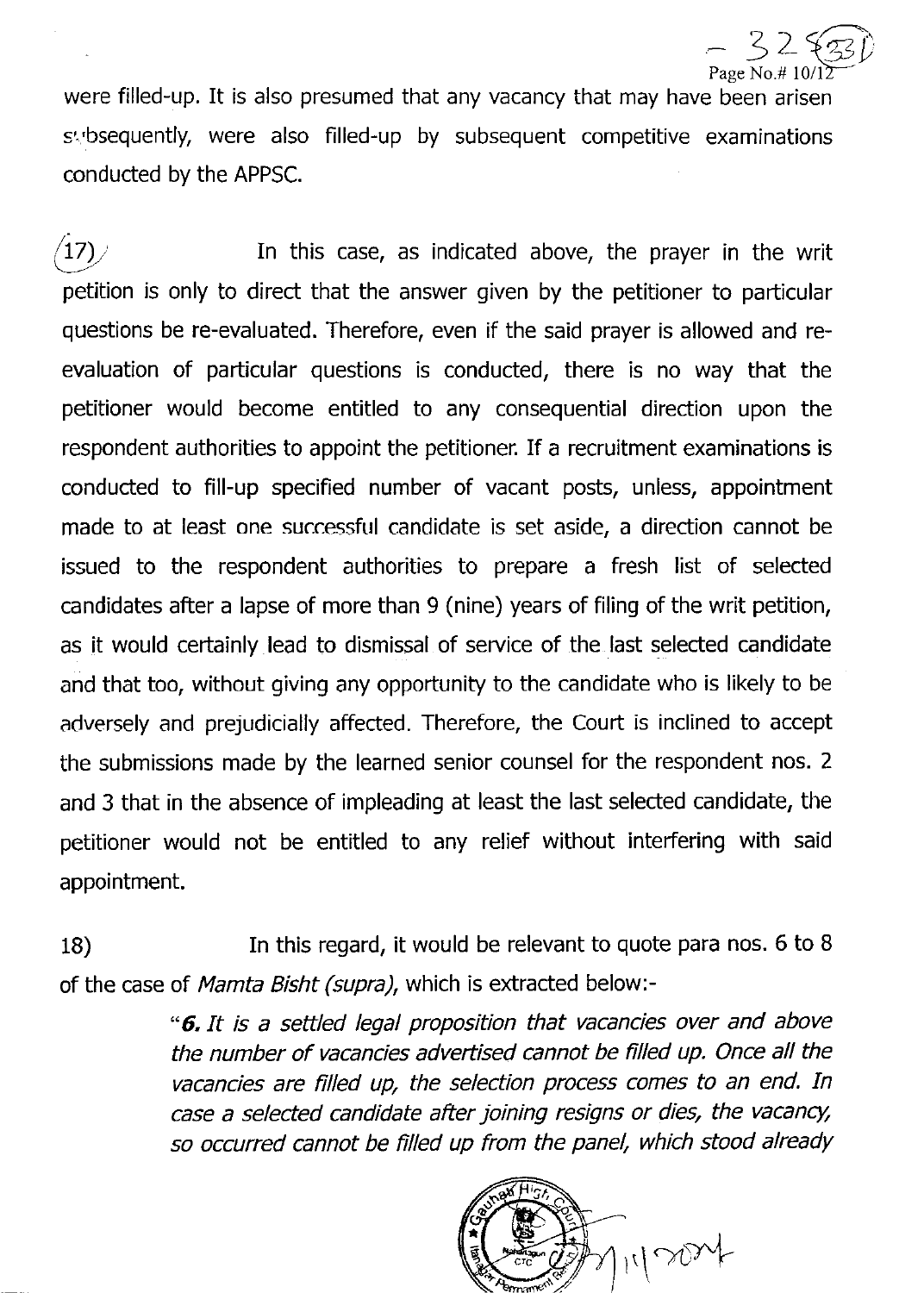were filled-up. It is also presumed that any vacancy that may have been arisen subsequently, were also filled-up by subsequent competitive examinations conducted by the APPSC.

17) In this case, as indicated above, the prayer in the writ petition is only to direct that the answer given by the petitioner to particular questions be re-evaluated. Therefore, even if the said prayer is allowed and re-evaluation of particular questions is conducted, there is no way that the petitioner would become entitled to any consequential direction upon the respondent authorities to appoint the petitioner. If a recruitment examinations is conducted to fill-up specified number of vacant posts, unless, appointment made to at least one successful candidate is set aside, a direction cannot be issued to the respondent authorities to prepare a fresh list of selected candidates after a lapse of more than 9 (nine) years of filing of the writ petition, as it would certainly lead to dismissal of service of the last selected candidate and that too, without giving any opportunity to the candidate who is likely to be adversely and prejudicially affected. Therefore, the Court is inclined to accept the submissions made by the learned senior counsel for the respondent nos. 2 and 3 that in the absence of impleading at least the last selected candidate, the petitioner would not be entitled to any relief without interfering with said appointment.

18) In this regard, it would be relevant to quote para nos. 6 to 8 of the case of *Mamta Bisht (supra)*, which is extracted below:-

> "***6.*** *It is a settled legal proposition that vacancies over and above the number of vacancies advertised cannot be filled up. Once all the vacancies are filled up, the selection process comes to an end. In case a selected candidate after joining resigns or dies, the vacancy, so occurred cannot be filled up from the panel, which stood already*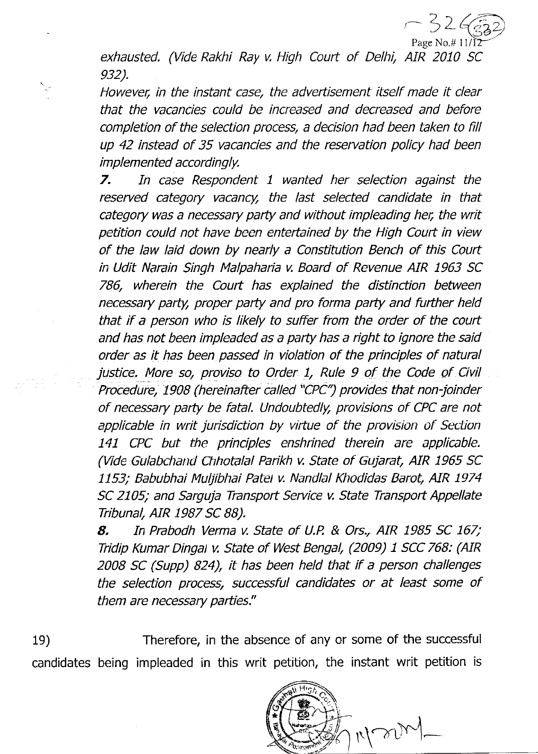*exhausted. (Vide Rakhi Ray v. High Court of Delhi, AIR 2010 SC 932).*

*However, in the instant case, the advertisement itself made it clear that the vacancies could be increased and decreased and before completion of the selection process, a decision had been taken to fill up 42 instead of 35 vacancies and the reservation policy had been implemented accordingly.*

***7.*** *In case Respondent 1 wanted her selection against the reserved category vacancy, the last selected candidate in that category was a necessary party and without impleading her, the writ petition could not have been entertained by the High Court in view of the law laid down by nearly a Constitution Bench of this Court in Udit Narain Singh Malpaharia v. Board of Revenue AIR 1963 SC 786, wherein the Court has explained the distinction between necessary party, proper party and pro forma party and further held that if a person who is likely to suffer from the order of the court and has not been impleaded as a party has a right to ignore the said order as it has been passed in violation of the principles of natural justice. More so, proviso to Order 1, Rule 9 of the Code of Civil Procedure, 1908 (hereinafter called "CPC") provides that non-joinder of necessary party be fatal. Undoubtedly, provisions of CPC are not applicable in writ jurisdiction by virtue of the provision of Section 141 CPC but the principles enshrined therein are applicable. (Vide Gulabchand Chhotalal Parikh v. State of Gujarat, AIR 1965 SC 1153; Babubhai Muljibhai Patel v. Nandlal Khodidas Barot, AIR 1974 SC 2105; and Sarguja Transport Service v. State Transport Appellate Tribunal, AIR 1987 SC 88).*

***8.*** *In Prabodh Verma v. State of U.P. & Ors., AIR 1985 SC 167; Tridip Kumar Dingal v. State of West Bengal, (2009) 1 SCC 768: (AIR 2008 SC (Supp) 824), it has been held that if a person challenges the selection process, successful candidates or at least some of them are necessary parties."*

19) Therefore, in the absence of any or some of the successful candidates being impleaded in this writ petition, the instant writ petition is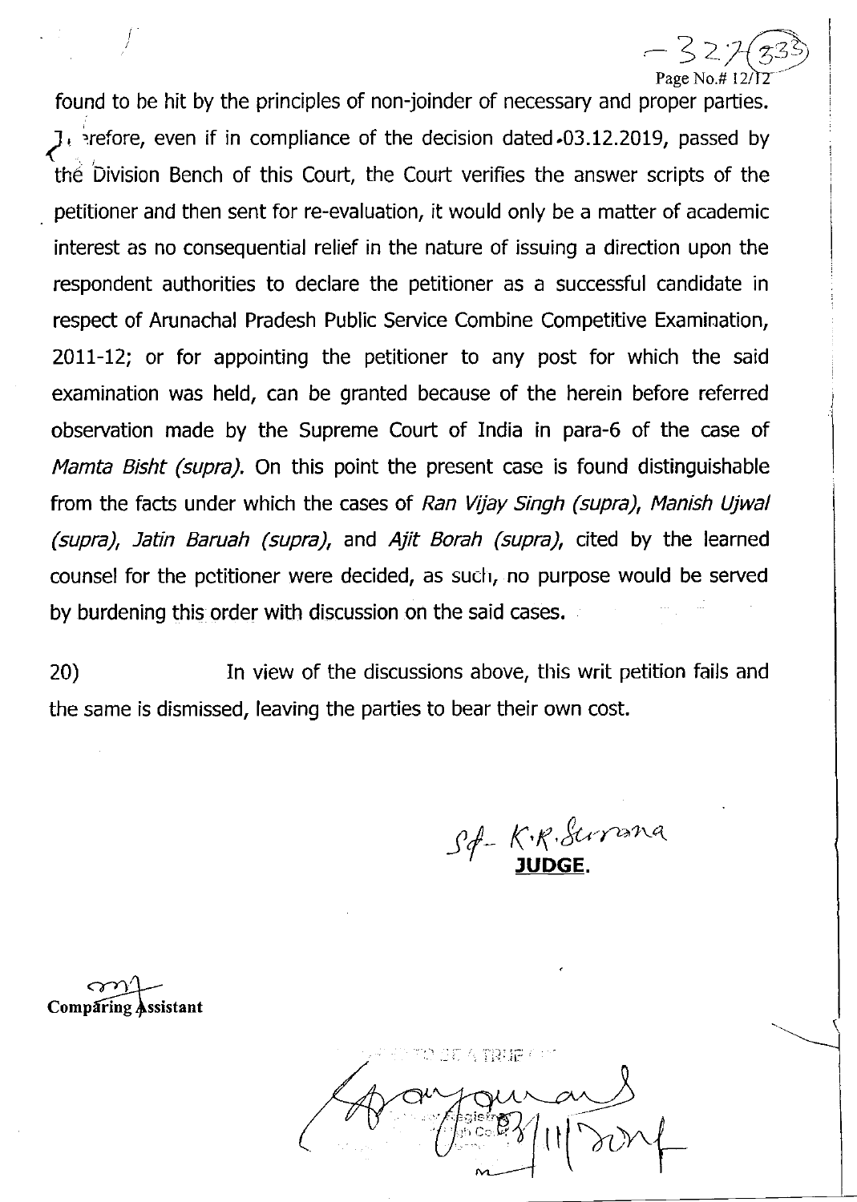found to be hit by the principles of non-joinder of necessary and proper parties. Therefore, even if in compliance of the decision dated 03.12.2019, passed by the Division Bench of this Court, the Court verifies the answer scripts of the petitioner and then sent for re-evaluation, it would only be a matter of academic interest as no consequential relief in the nature of issuing a direction upon the respondent authorities to declare the petitioner as a successful candidate in respect of Arunachal Pradesh Public Service Combine Competitive Examination, 2011-12; or for appointing the petitioner to any post for which the said examination was held, can be granted because of the herein before referred observation made by the Supreme Court of India in para-6 of the case of *Mamta Bisht (supra)*. On this point the present case is found distinguishable from the facts under which the cases of *Ran Vijay Singh (supra)*, *Manish Ujwal (supra)*, *Jatin Baruah (supra)*, and *Ajit Borah (supra)*, cited by the learned counsel for the petitioner were decided, as such, no purpose would be served by burdening this order with discussion on the said cases.

20) In view of the discussions above, this writ petition fails and the same is dismissed, leaving the parties to bear their own cost.

Sd/- K.R. Surana

**JUDGE.**

Comparing Assistant